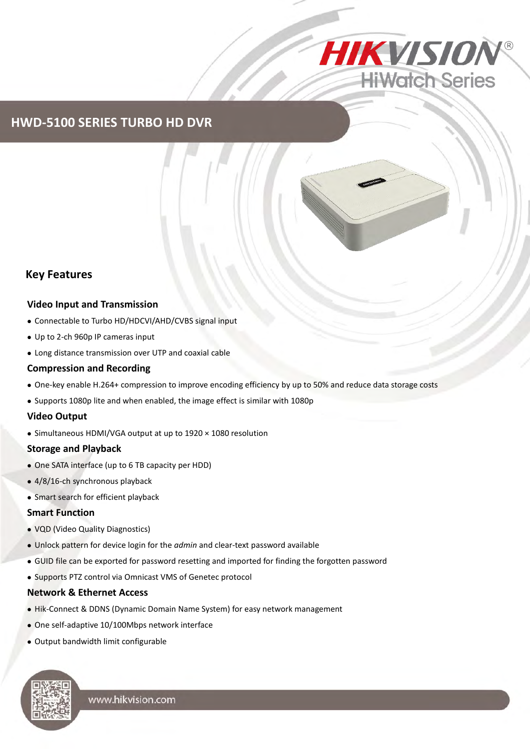# HWD-5100 SERIES TURBO HD DVR

## Key Features

### Video Input and Transmission

- Connectable to Turbo HD/HDCVI/AHD/CVBS signal input
- Up to 2-ch 960p IP cameras input
- Long distance transmission over UTP and coaxial cable

### Compression and Recording

- One-key enable H.264+ compression to improve encoding efficiency by up to 50% and reduce data storage costs
- Supports 1080p lite and when enabled, the image effect is similar with 1080p

### Video Output

- Simultaneous HDMI/VGA output at up to 1920 × 1080 resolution

### Storage and Playback

- One SATA interface (up to 6 TB capacity per HDD)
- 4/8/16-ch synchronous playback
- Smart search for efficient playback

### Smart Function

- VQD (Video Quality Diagnostics)
- Unlock pattern for device login for the *admin* and clear-text password available
- GUID file can be exported for password resetting and imported for finding the forgotten password
- Supports PTZ control via Omnicast VMS of Genetec protocol

### Network & Ethernet Access

- Hik-Connect & DDNS (Dynamic Domain Name System) for easy network management
- One self-adaptive 10/100Mbps network interface
- Output bandwidth limit configurable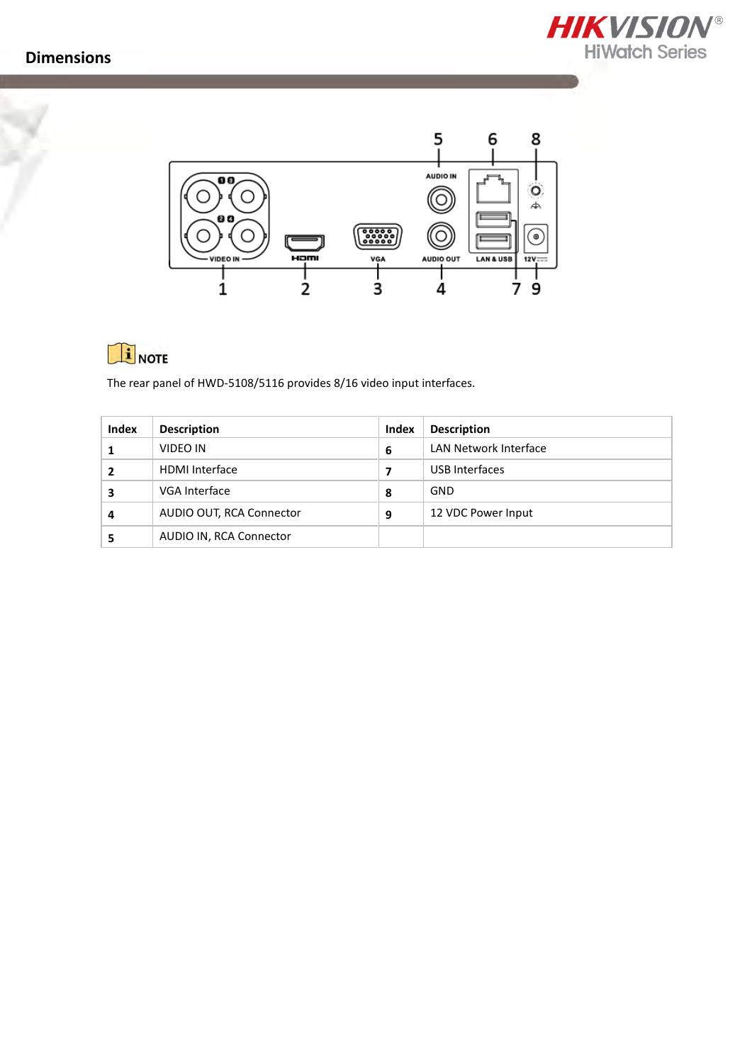## Dimensions

NOTE

The rear panel of HWD-5108/5116 provides 8/16 video input interfaces.

| Index | Description | Index | Description |
|---|---|---|---|
| 1 | VIDEO IN | 6 | LAN Network Interface |
| 2 | HDMI Interface | 7 | USB Interfaces |
| 3 | VGA Interface | 8 | GND |
| 4 | AUDIO OUT, RCA Connector | 9 | 12 VDC Power Input |
| 5 | AUDIO IN, RCA Connector | | |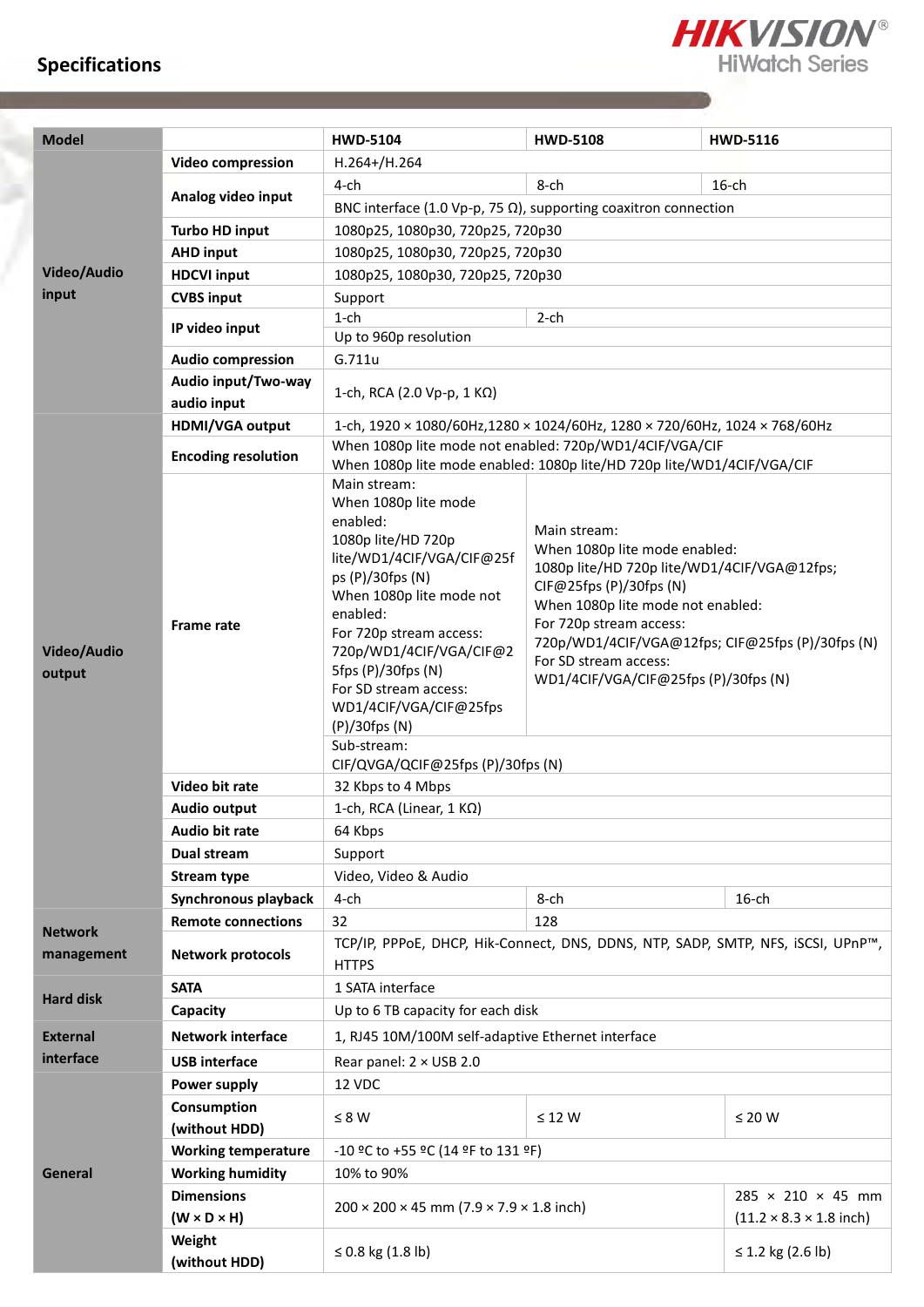## Specifications

| Model | | HWD-5104 | HWD-5108 | HWD-5116 |
|---|---|---|---|---|
| Video/Audio input | Video compression | H.264+/H.264 | | |
| | Analog video input | 4-ch | 8-ch | 16-ch |
| | | BNC interface (1.0 Vp-p, 75 Ω), supporting coaxitron connection | | |
| | Turbo HD input | 1080p25, 1080p30, 720p25, 720p30 | | |
| | AHD input | 1080p25, 1080p30, 720p25, 720p30 | | |
| | HDCVI input | 1080p25, 1080p30, 720p25, 720p30 | | |
| | CVBS input | Support | | |
| | IP video input | 1-ch | 2-ch | |
| | | Up to 960p resolution | | |
| | Audio compression | G.711u | | |
| | Audio input/Two-way audio input | 1-ch, RCA (2.0 Vp-p, 1 KΩ) | | |
| Video/Audio output | HDMI/VGA output | 1-ch, 1920 × 1080/60Hz,1280 × 1024/60Hz, 1280 × 720/60Hz, 1024 × 768/60Hz | | |
| | Encoding resolution | When 1080p lite mode not enabled: 720p/WD1/4CIF/VGA/CIF<br>When 1080p lite mode enabled: 1080p lite/HD 720p lite/WD1/4CIF/VGA/CIF | | |
| | Frame rate | Main stream:<br>When 1080p lite mode enabled:<br>1080p lite/HD 720p lite/WD1/4CIF/VGA/CIF@25fps (P)/30fps (N)<br>When 1080p lite mode not enabled:<br>For 720p stream access:<br>720p/WD1/4CIF/VGA/CIF@25fps (P)/30fps (N)<br>For SD stream access:<br>WD1/4CIF/VGA/CIF@25fps (P)/30fps (N) | Main stream:<br>When 1080p lite mode enabled:<br>1080p lite/HD 720p lite/WD1/4CIF/VGA@12fps; CIF@25fps (P)/30fps (N)<br>When 1080p lite mode not enabled:<br>For 720p stream access:<br>720p/WD1/4CIF/VGA@12fps; CIF@25fps (P)/30fps (N)<br>For SD stream access:<br>WD1/4CIF/VGA/CIF@25fps (P)/30fps (N) | |
| | | Sub-stream:<br>CIF/QVGA/QCIF@25fps (P)/30fps (N) | | |
| | Video bit rate | 32 Kbps to 4 Mbps | | |
| | Audio output | 1-ch, RCA (Linear, 1 KΩ) | | |
| | Audio bit rate | 64 Kbps | | |
| | Dual stream | Support | | |
| | Stream type | Video, Video & Audio | | |
| | Synchronous playback | 4-ch | 8-ch | 16-ch |
| Network management | Remote connections | 32 | 128 | |
| | Network protocols | TCP/IP, PPPoE, DHCP, Hik-Connect, DNS, DDNS, NTP, SADP, SMTP, NFS, iSCSI, UPnP™, HTTPS | | |
| Hard disk | SATA | 1 SATA interface | | |
| | Capacity | Up to 6 TB capacity for each disk | | |
| External interface | Network interface | 1, RJ45 10M/100M self-adaptive Ethernet interface | | |
| | USB interface | Rear panel: 2 × USB 2.0 | | |
| General | Power supply | 12 VDC | | |
| | Consumption (without HDD) | ≤ 8 W | ≤ 12 W | ≤ 20 W |
| | Working temperature | -10 ºC to +55 ºC (14 ºF to 131 ºF) | | |
| | Working humidity | 10% to 90% | | |
| | Dimensions (W × D × H) | 200 × 200 × 45 mm (7.9 × 7.9 × 1.8 inch) | | 285 × 210 × 45 mm (11.2 × 8.3 × 1.8 inch) |
| | Weight (without HDD) | ≤ 0.8 kg (1.8 lb) | | ≤ 1.2 kg (2.6 lb) |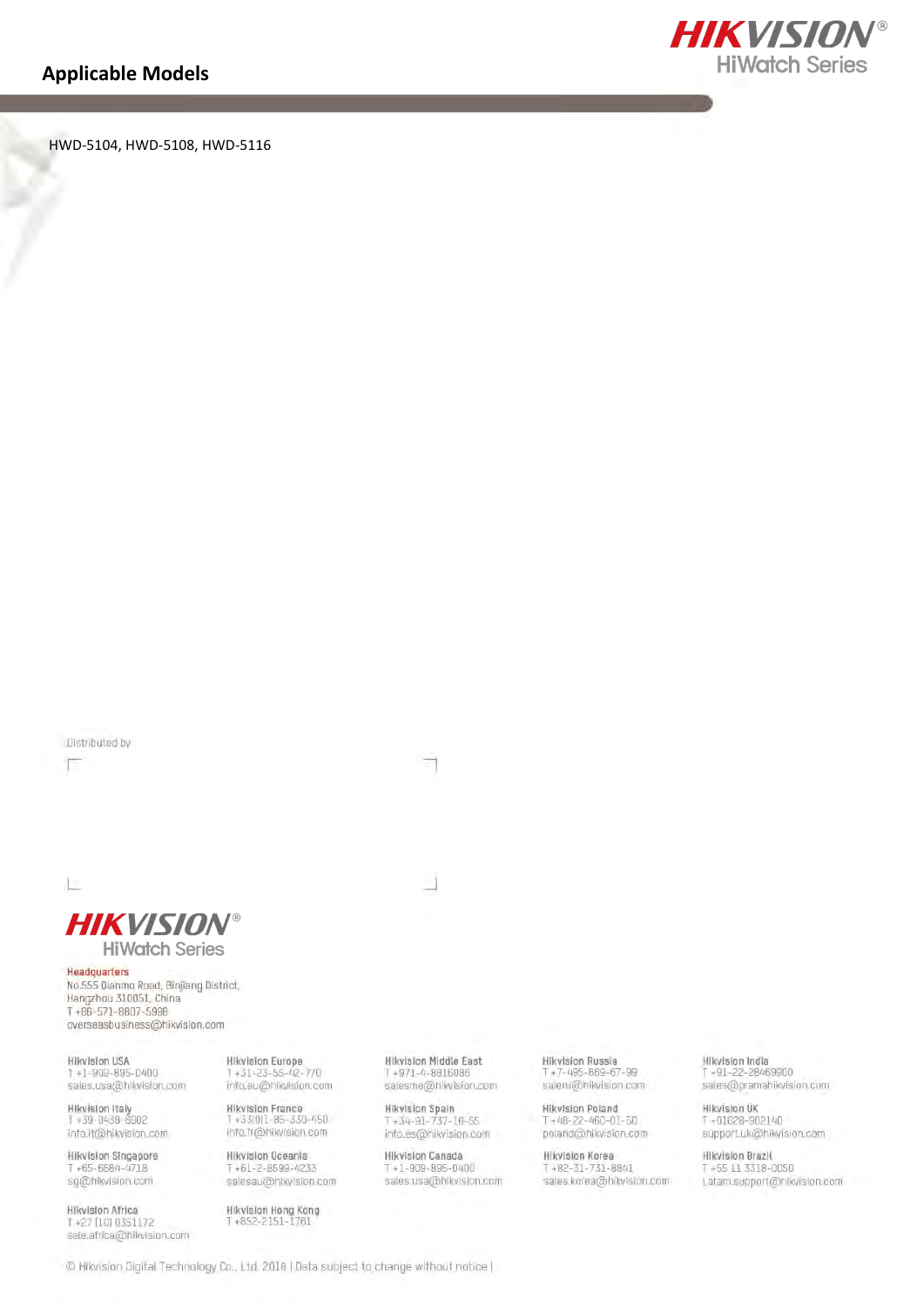## Applicable Models

HWD-5104, HWD-5108, HWD-5116

Distributed by

HIKVISION HiWatch Series

**Headquarters**
No.555 Qianmo Road, Binjiang District,
Hangzhou 310051, China
T +86-571-8807-5998
overseasbusiness@hikvision.com

**Hikvision USA**
T +1-909-895-0400
sales.usa@hikvision.com

**Hikvision Europe**
T +31-23-55-42-770
info.eu@hikvision.com

**Hikvision Middle East**
T +971-4-8816086
salesme@hikvision.com

**Hikvision Russia**
T +7-495-669-67-99
saleru@hikvision.com

**Hikvision India**
T +91-22-28469900
sales@pramahikvision.com

**Hikvision Italy**
T +39-0438-6902
info.it@hikvision.com

**Hikvision France**
T +33(0)1-85-330-450
info.fr@hikvision.com

**Hikvision Spain**
T +34-91-737-16-55
info.es@hikvision.com

**Hikvision Poland**
T +48-22-460-01-50
poland@hikvision.com

**Hikvision UK**
T +01628-902140
support.uk@hikvision.com

**Hikvision Singapore**
T +65-6684-4718
sg@hikvision.com

**Hikvision Oceania**
T +61-2-8599-4233
salesau@hikvision.com

**Hikvision Canada**
T +1-909-895-0400
sales.usa@hikvision.com

**Hikvision Korea**
T +82-31-731-8841
sales.korea@hikvision.com

**Hikvision Brazil**
T +55 11 3318-0050
Latam.support@hikvision.com

**Hikvision Africa**
T +27 (10) 0351172
sale.africa@hikvision.com

**Hikvision Hong Kong**
T +852-2151-1761

© Hikvision Digital Technology Co., Ltd. 2016 | Data subject to change without notice |